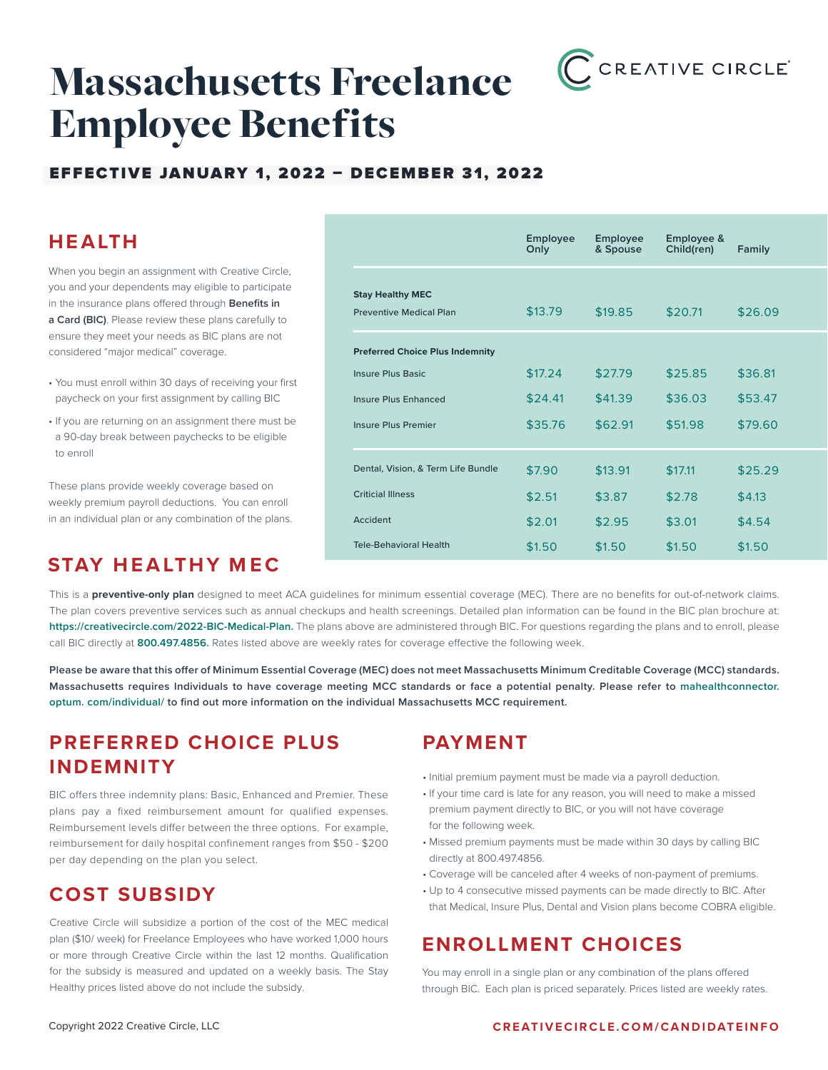# Massachusetts Freelance Employee Benefits

CREATIVE CIRCLE

**EFFECTIVE JANUARY 1, 2022 – DECEMBER 31, 2022**

## HEALTH

When you begin an assignment with Creative Circle, you and your dependents may eligible to participate in the insurance plans offered through **Benefits in a Card (BIC)**. Please review these plans carefully to ensure they meet your needs as BIC plans are not considered "major medical" coverage.

- You must enroll within 30 days of receiving your first paycheck on your first assignment by calling BIC
- If you are returning on an assignment there must be a 90-day break between paychecks to be eligible to enroll

These plans provide weekly coverage based on weekly premium payroll deductions. You can enroll in an individual plan or any combination of the plans.

| | Employee Only | Employee & Spouse | Employee & Child(ren) | Family |
|---|---|---|---|---|
| **Stay Healthy MEC** | | | | |
| Preventive Medical Plan | $13.79 | $19.85 | $20.71 | $26.09 |
| **Preferred Choice Plus Indemnity** | | | | |
| Insure Plus Basic | $17.24 | $27.79 | $25.85 | $36.81 |
| Insure Plus Enhanced | $24.41 | $41.39 | $36.03 | $53.47 |
| Insure Plus Premier | $35.76 | $62.91 | $51.98 | $79.60 |
| Dental, Vision, & Term Life Bundle | $7.90 | $13.91 | $17.11 | $25.29 |
| Criticial Illness | $2.51 | $3.87 | $2.78 | $4.13 |
| Accident | $2.01 | $2.95 | $3.01 | $4.54 |
| Tele-Behavioral Health | $1.50 | $1.50 | $1.50 | $1.50 |

## STAY HEALTHY MEC

This is a **preventive-only plan** designed to meet ACA guidelines for minimum essential coverage (MEC). There are no benefits for out-of-network claims. The plan covers preventive services such as annual checkups and health screenings. Detailed plan information can be found in the BIC plan brochure at: **https://creativecircle.com/2022-BIC-Medical-Plan.** The plans above are administered through BIC. For questions regarding the plans and to enroll, please call BIC directly at **800.497.4856.** Rates listed above are weekly rates for coverage effective the following week.

**Please be aware that this offer of Minimum Essential Coverage (MEC) does not meet Massachusetts Minimum Creditable Coverage (MCC) standards. Massachusetts requires Individuals to have coverage meeting MCC standards or face a potential penalty. Please refer to mahealthconnector.optum. com/individual/ to find out more information on the individual Massachusetts MCC requirement.**

## PREFERRED CHOICE PLUS INDEMNITY

BIC offers three indemnity plans: Basic, Enhanced and Premier. These plans pay a fixed reimbursement amount for qualified expenses. Reimbursement levels differ between the three options. For example, reimbursement for daily hospital confinement ranges from $50 - $200 per day depending on the plan you select.

## COST SUBSIDY

Creative Circle will subsidize a portion of the cost of the MEC medical plan ($10/ week) for Freelance Employees who have worked 1,000 hours or more through Creative Circle within the last 12 months. Qualification for the subsidy is measured and updated on a weekly basis. The Stay Healthy prices listed above do not include the subsidy.

## PAYMENT

- Initial premium payment must be made via a payroll deduction.
- If your time card is late for any reason, you will need to make a missed premium payment directly to BIC, or you will not have coverage for the following week.
- Missed premium payments must be made within 30 days by calling BIC directly at 800.497.4856.
- Coverage will be canceled after 4 weeks of non-payment of premiums.
- Up to 4 consecutive missed payments can be made directly to BIC. After that Medical, Insure Plus, Dental and Vision plans become COBRA eligible.

## ENROLLMENT CHOICES

You may enroll in a single plan or any combination of the plans offered through BIC. Each plan is priced separately. Prices listed are weekly rates.

Copyright 2022 Creative Circle, LLC

CREATIVECIRCLE.COM/CANDIDATEINFO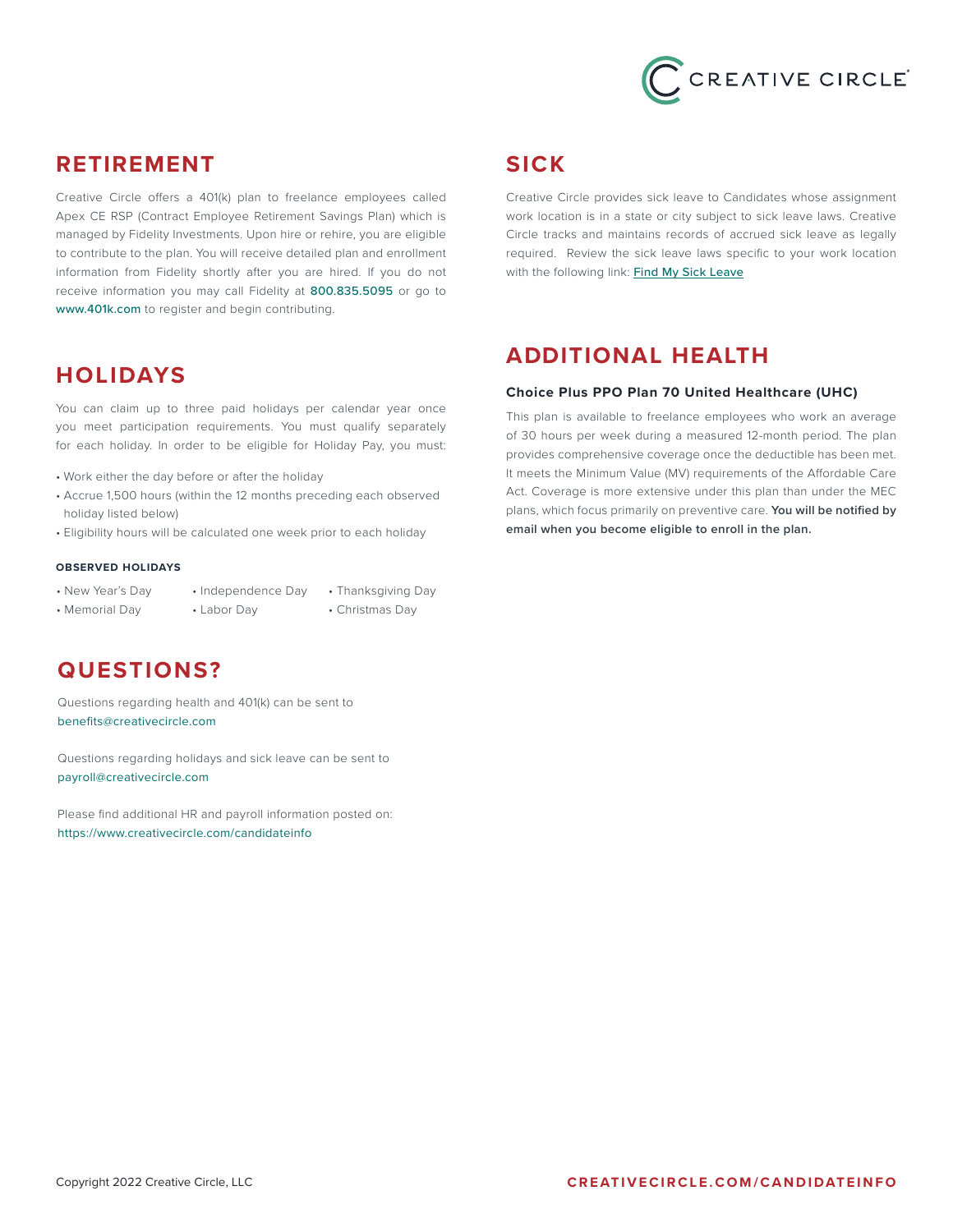## RETIREMENT

Creative Circle offers a 401(k) plan to freelance employees called Apex CE RSP (Contract Employee Retirement Savings Plan) which is managed by Fidelity Investments. Upon hire or rehire, you are eligible to contribute to the plan. You will receive detailed plan and enrollment information from Fidelity shortly after you are hired. If you do not receive information you may call Fidelity at **800.835.5095** or go to www.401k.com to register and begin contributing.

## HOLIDAYS

You can claim up to three paid holidays per calendar year once you meet participation requirements. You must qualify separately for each holiday. In order to be eligible for Holiday Pay, you must:

- Work either the day before or after the holiday
- Accrue 1,500 hours (within the 12 months preceding each observed holiday listed below)
- Eligibility hours will be calculated one week prior to each holiday

#### OBSERVED HOLIDAYS

- New Year's Day
- Memorial Day
- Independence Day
- Labor Day
- Thanksgiving Day
- Christmas Day

## QUESTIONS?

Questions regarding health and 401(k) can be sent to benefits@creativecircle.com

Questions regarding holidays and sick leave can be sent to payroll@creativecircle.com

Please find additional HR and payroll information posted on: https://www.creativecircle.com/candidateinfo

## SICK

Creative Circle provides sick leave to Candidates whose assignment work location is in a state or city subject to sick leave laws. Creative Circle tracks and maintains records of accrued sick leave as legally required. Review the sick leave laws specific to your work location with the following link: Find My Sick Leave

## ADDITIONAL HEALTH

### Choice Plus PPO Plan 70 United Healthcare (UHC)

This plan is available to freelance employees who work an average of 30 hours per week during a measured 12-month period. The plan provides comprehensive coverage once the deductible has been met. It meets the Minimum Value (MV) requirements of the Affordable Care Act. Coverage is more extensive under this plan than under the MEC plans, which focus primarily on preventive care. **You will be notified by email when you become eligible to enroll in the plan.**

Copyright 2022 Creative Circle, LLC

CREATIVECIRCLE.COM/CANDIDATEINFO